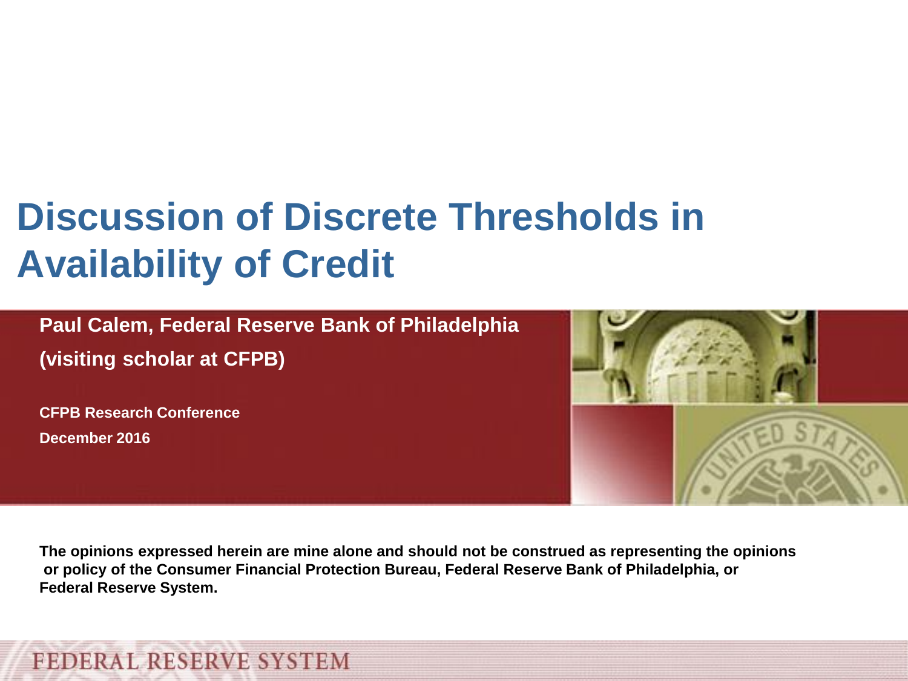# Discussion of Discrete Thresholds in Availability of Credit

**Paul Calem, Federal Reserve Bank of Philadelphia**

**(visiting scholar at CFPB)**

**CFPB Research Conference**

**December 2016**

**The opinions expressed herein are mine alone and should not be construed as representing the opinions or policy of the Consumer Financial Protection Bureau, Federal Reserve Bank of Philadelphia, or Federal Reserve System.**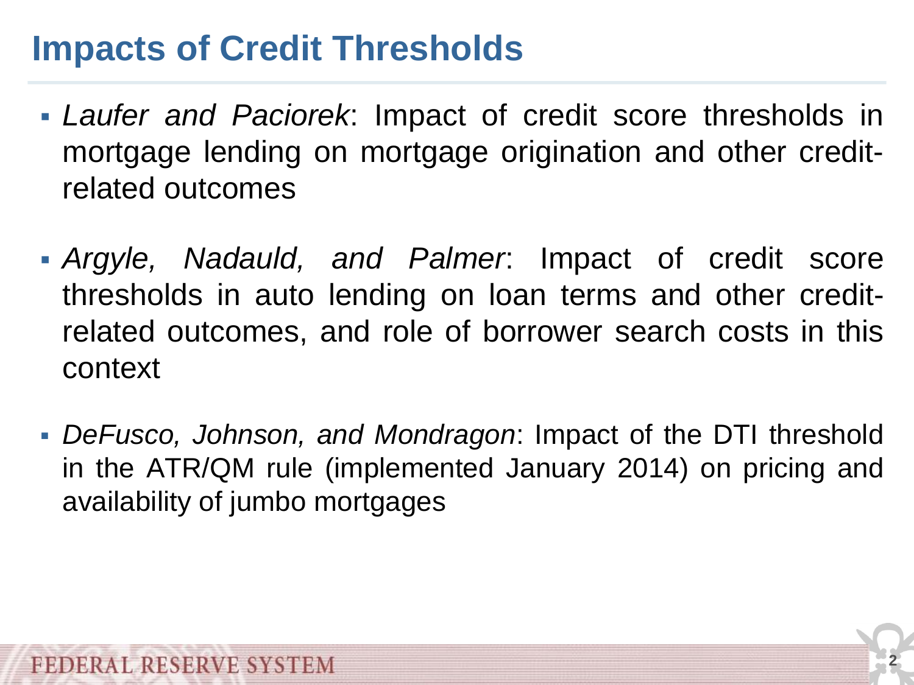# Impacts of Credit Thresholds

- *Laufer and Paciorek*: Impact of credit score thresholds in mortgage lending on mortgage origination and other credit-related outcomes

- *Argyle, Nadauld, and Palmer*: Impact of credit score thresholds in auto lending on loan terms and other credit-related outcomes, and role of borrower search costs in this context

- *DeFusco, Johnson, and Mondragon*: Impact of the DTI threshold in the ATR/QM rule (implemented January 2014) on pricing and availability of jumbo mortgages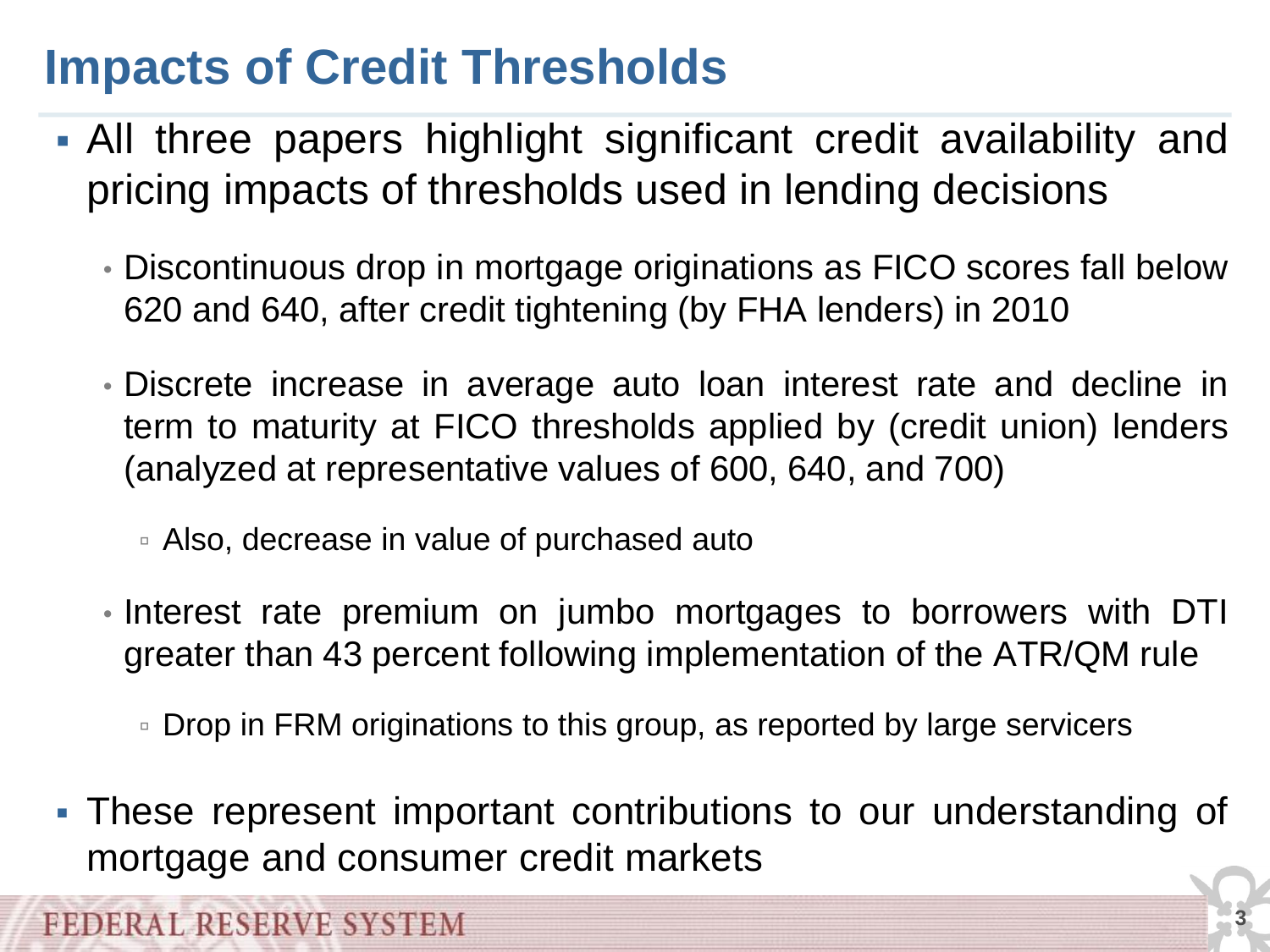# Impacts of Credit Thresholds

- All three papers highlight significant credit availability and pricing impacts of thresholds used in lending decisions
  - Discontinuous drop in mortgage originations as FICO scores fall below 620 and 640, after credit tightening (by FHA lenders) in 2010
  - Discrete increase in average auto loan interest rate and decline in term to maturity at FICO thresholds applied by (credit union) lenders (analyzed at representative values of 600, 640, and 700)
    - Also, decrease in value of purchased auto
  - Interest rate premium on jumbo mortgages to borrowers with DTI greater than 43 percent following implementation of the ATR/QM rule
    - Drop in FRM originations to this group, as reported by large servicers
- These represent important contributions to our understanding of mortgage and consumer credit markets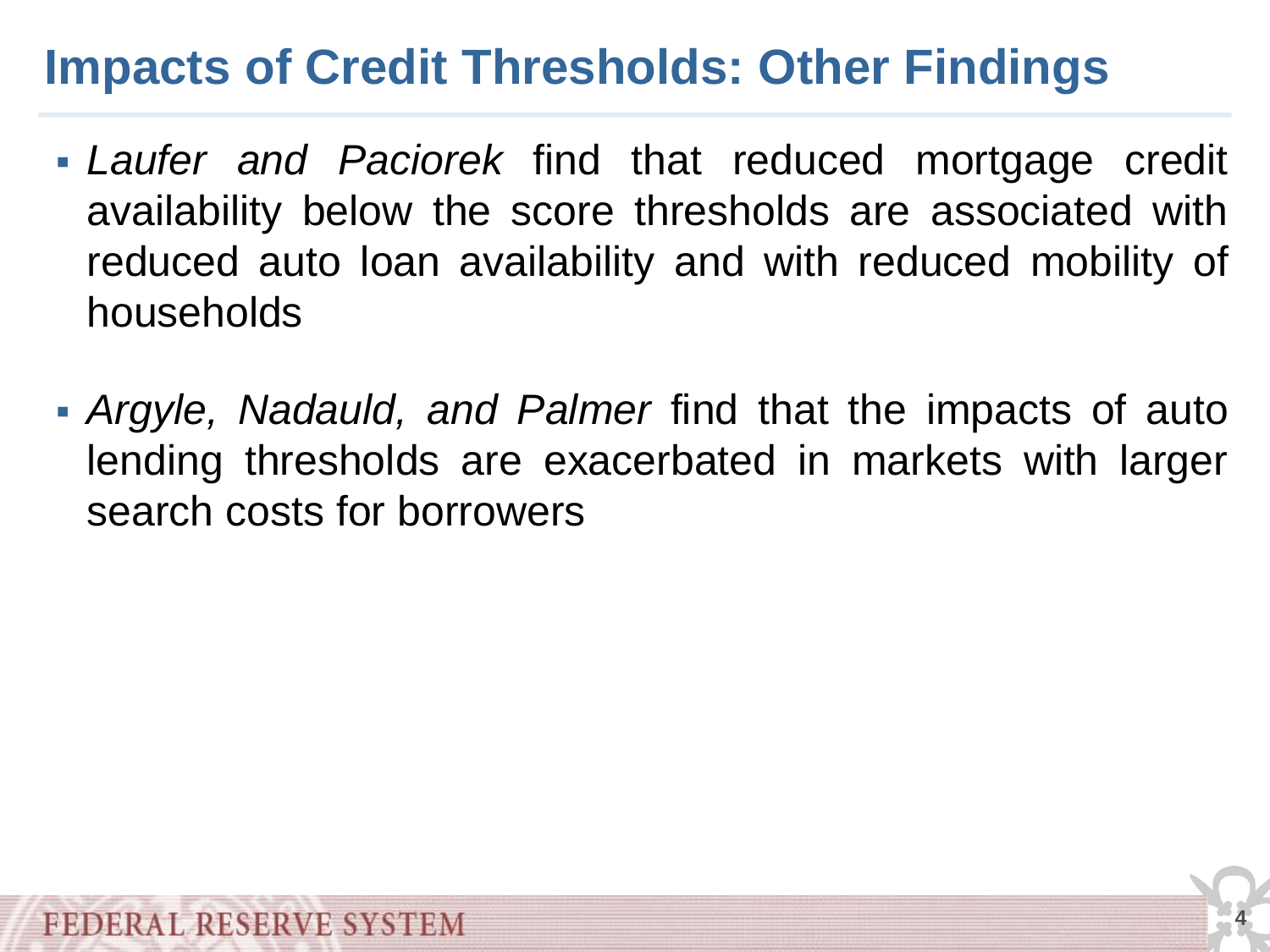# Impacts of Credit Thresholds: Other Findings

- *Laufer and Paciorek* find that reduced mortgage credit availability below the score thresholds are associated with reduced auto loan availability and with reduced mobility of households
- *Argyle, Nadauld, and Palmer* find that the impacts of auto lending thresholds are exacerbated in markets with larger search costs for borrowers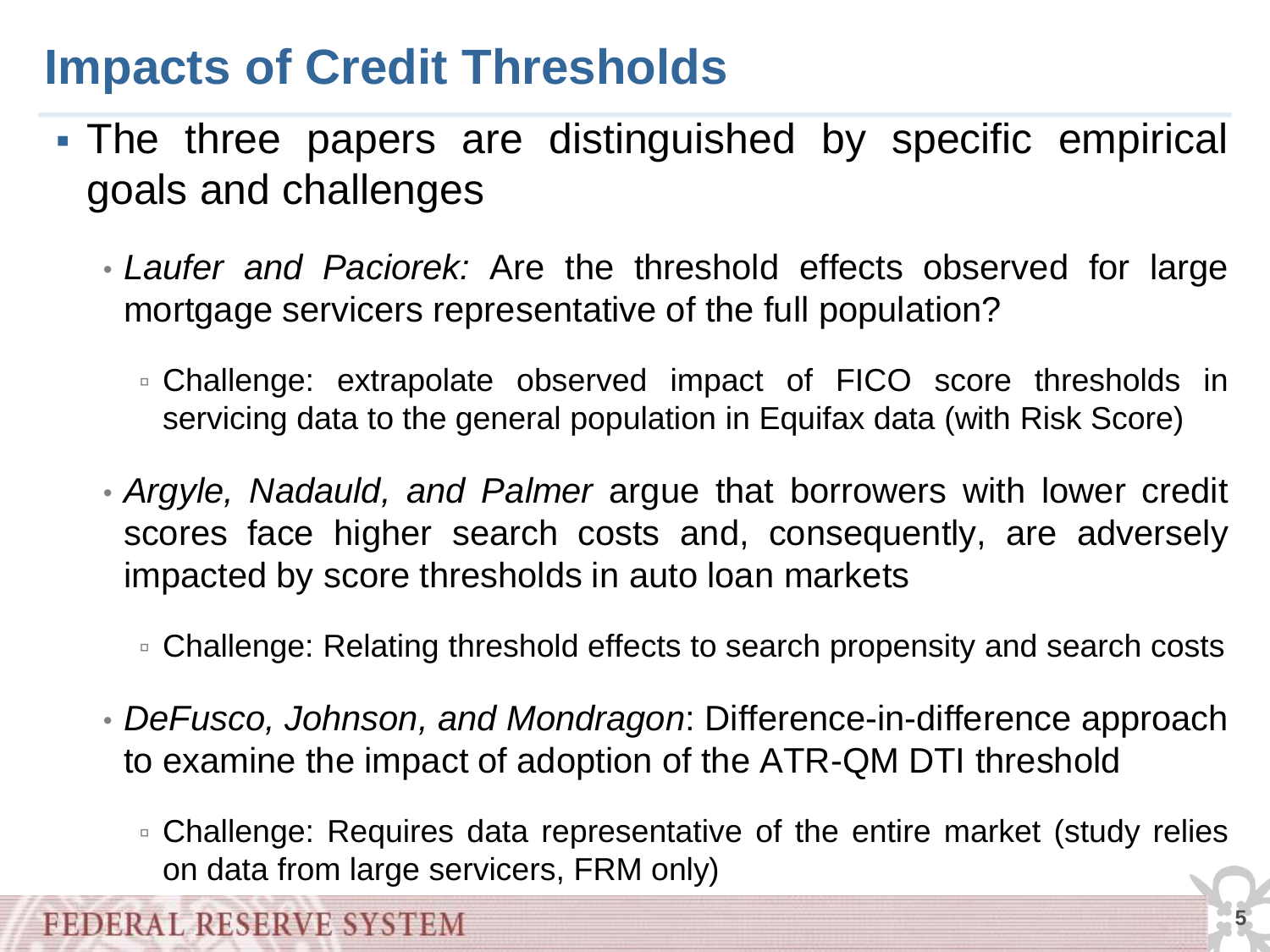# Impacts of Credit Thresholds

- The three papers are distinguished by specific empirical goals and challenges
  - *Laufer and Paciorek:* Are the threshold effects observed for large mortgage servicers representative of the full population?
    - Challenge: extrapolate observed impact of FICO score thresholds in servicing data to the general population in Equifax data (with Risk Score)
  - *Argyle, Nadauld, and Palmer* argue that borrowers with lower credit scores face higher search costs and, consequently, are adversely impacted by score thresholds in auto loan markets
    - Challenge: Relating threshold effects to search propensity and search costs
  - *DeFusco, Johnson, and Mondragon*: Difference-in-difference approach to examine the impact of adoption of the ATR-QM DTI threshold
    - Challenge: Requires data representative of the entire market (study relies on data from large servicers, FRM only)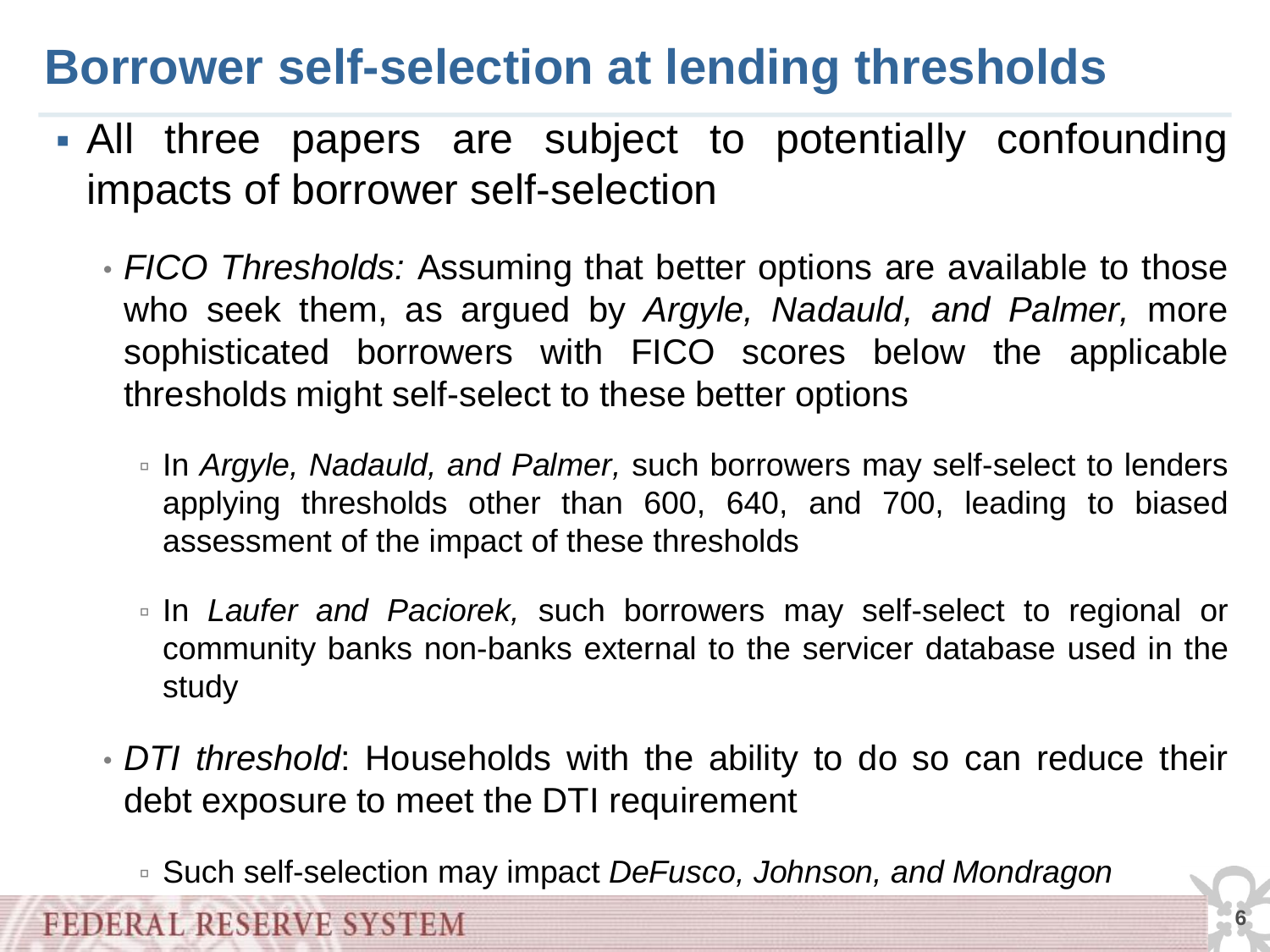# Borrower self-selection at lending thresholds

- All three papers are subject to potentially confounding impacts of borrower self-selection
  - *FICO Thresholds:* Assuming that better options are available to those who seek them, as argued by *Argyle, Nadauld, and Palmer,* more sophisticated borrowers with FICO scores below the applicable thresholds might self-select to these better options
    - In *Argyle, Nadauld, and Palmer,* such borrowers may self-select to lenders applying thresholds other than 600, 640, and 700, leading to biased assessment of the impact of these thresholds
    - In *Laufer and Paciorek,* such borrowers may self-select to regional or community banks non-banks external to the servicer database used in the study
  - *DTI threshold*: Households with the ability to do so can reduce their debt exposure to meet the DTI requirement
    - Such self-selection may impact *DeFusco, Johnson, and Mondragon*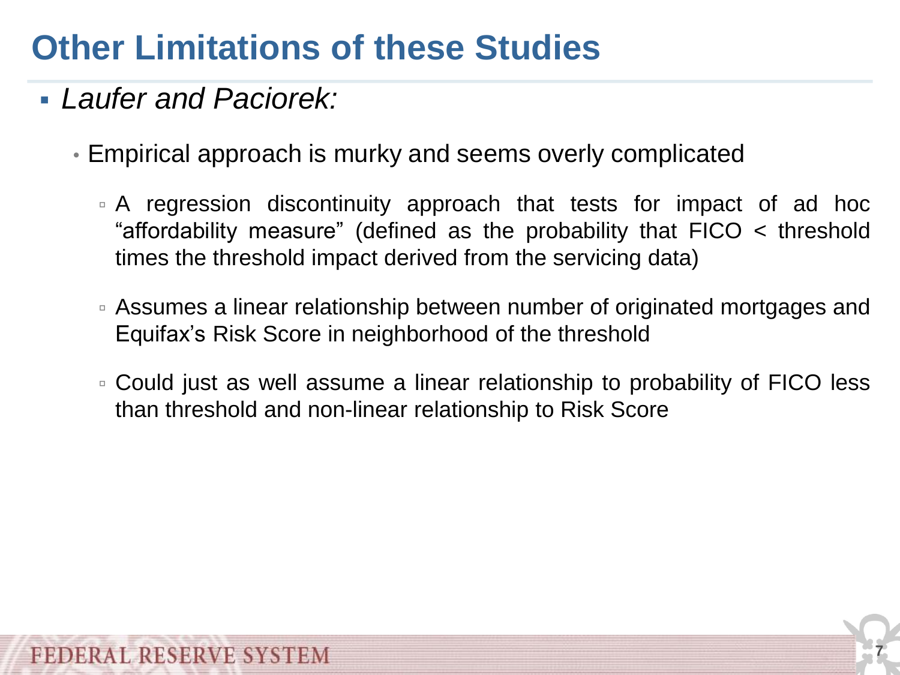# Other Limitations of these Studies

- *Laufer and Paciorek:*
  - Empirical approach is murky and seems overly complicated
    - A regression discontinuity approach that tests for impact of ad hoc "affordability measure" (defined as the probability that FICO < threshold times the threshold impact derived from the servicing data)
    - Assumes a linear relationship between number of originated mortgages and Equifax's Risk Score in neighborhood of the threshold
    - Could just as well assume a linear relationship to probability of FICO less than threshold and non-linear relationship to Risk Score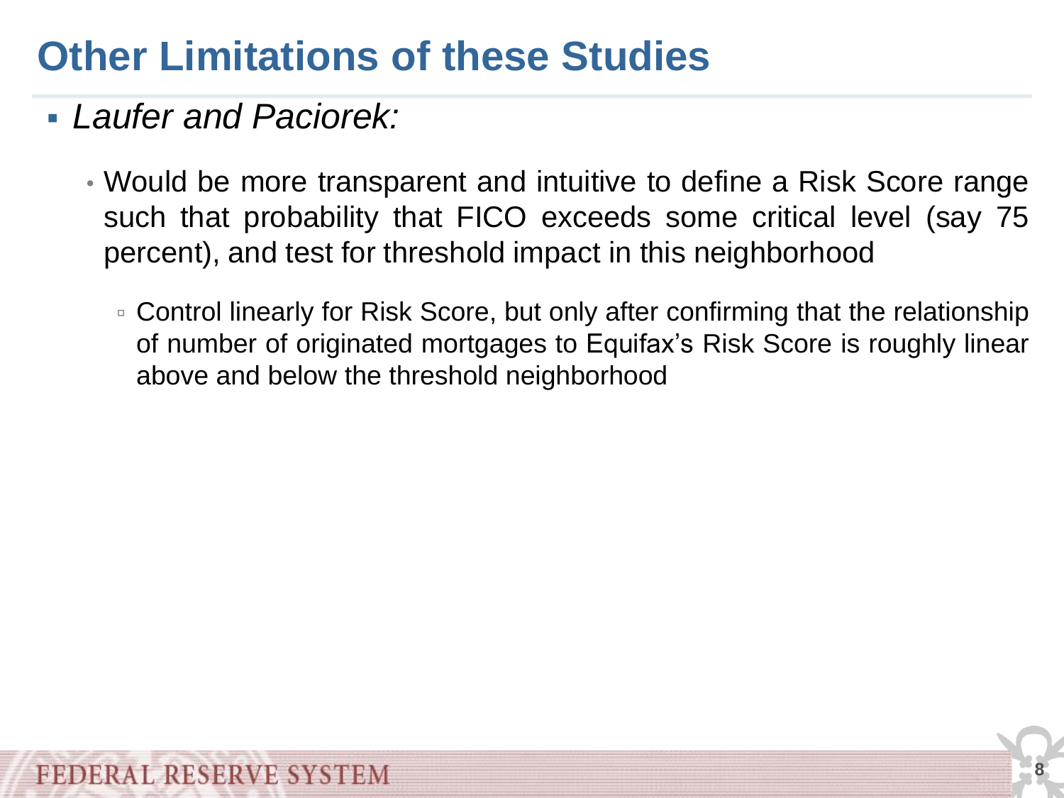# Other Limitations of these Studies

- *Laufer and Paciorek:*
  - Would be more transparent and intuitive to define a Risk Score range such that probability that FICO exceeds some critical level (say 75 percent), and test for threshold impact in this neighborhood
    - Control linearly for Risk Score, but only after confirming that the relationship of number of originated mortgages to Equifax's Risk Score is roughly linear above and below the threshold neighborhood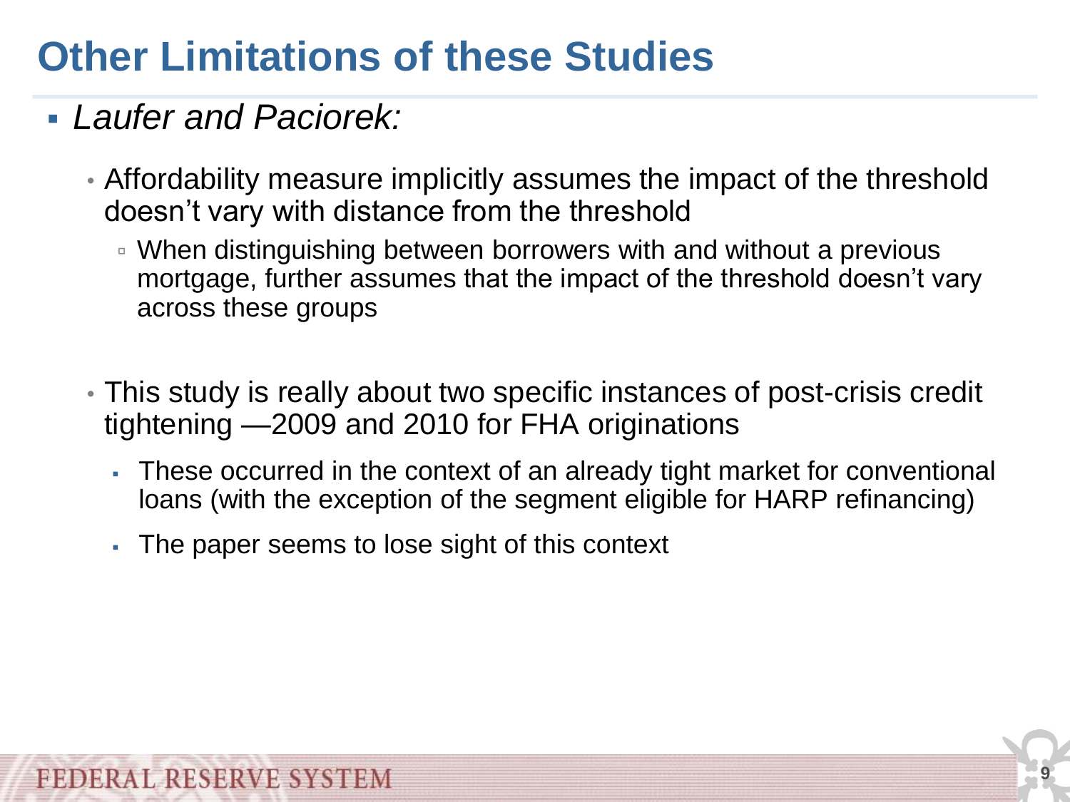# Other Limitations of these Studies

- *Laufer and Paciorek:*
  - Affordability measure implicitly assumes the impact of the threshold doesn't vary with distance from the threshold
    - When distinguishing between borrowers with and without a previous mortgage, further assumes that the impact of the threshold doesn't vary across these groups
  - This study is really about two specific instances of post-crisis credit tightening —2009 and 2010 for FHA originations
    - These occurred in the context of an already tight market for conventional loans (with the exception of the segment eligible for HARP refinancing)
    - The paper seems to lose sight of this context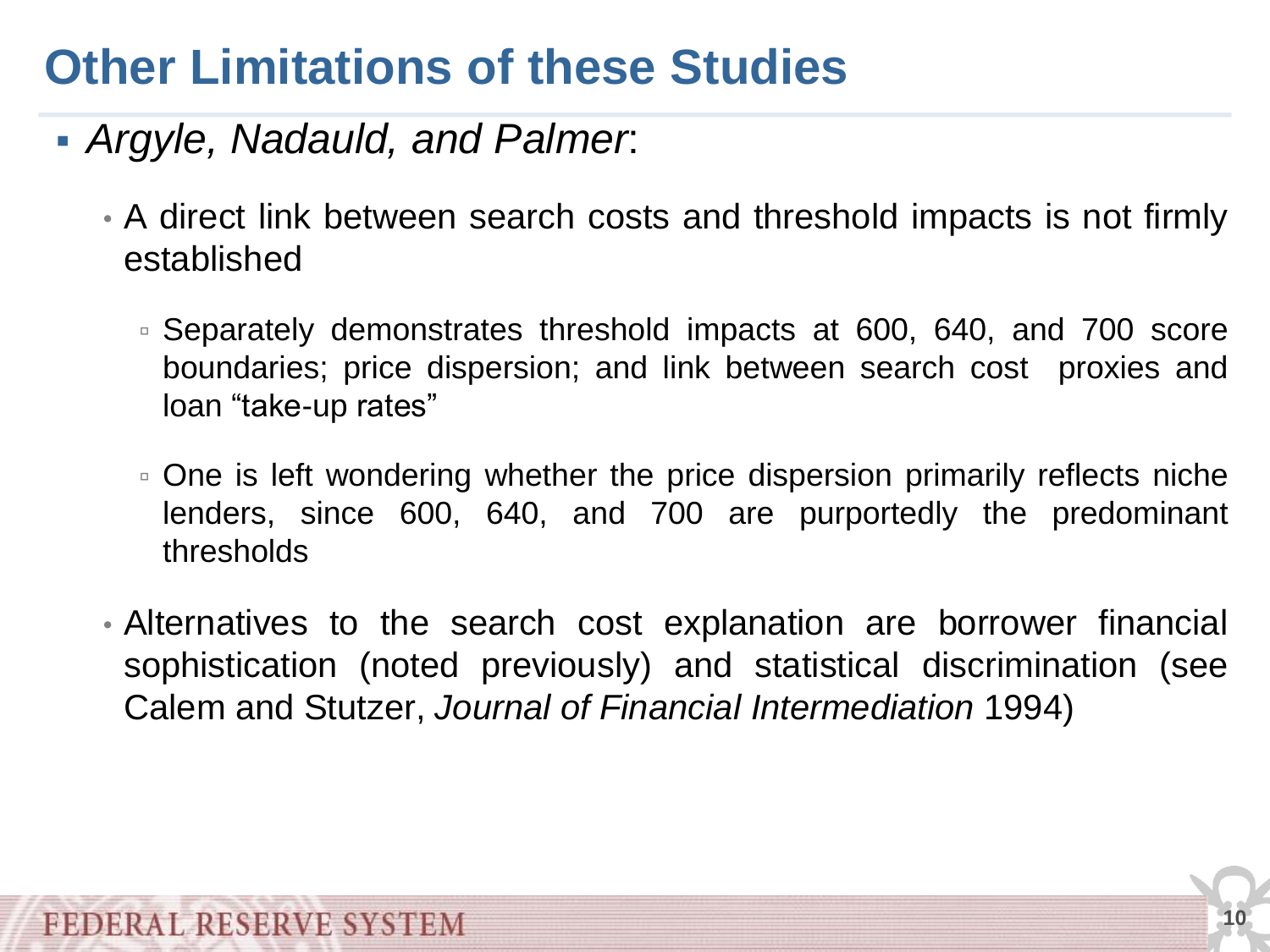# Other Limitations of these Studies

- *Argyle, Nadauld, and Palmer*:
  - A direct link between search costs and threshold impacts is not firmly established
    - Separately demonstrates threshold impacts at 600, 640, and 700 score boundaries; price dispersion; and link between search cost proxies and loan “take-up rates”
    - One is left wondering whether the price dispersion primarily reflects niche lenders, since 600, 640, and 700 are purportedly the predominant thresholds
  - Alternatives to the search cost explanation are borrower financial sophistication (noted previously) and statistical discrimination (see Calem and Stutzer, *Journal of Financial Intermediation* 1994)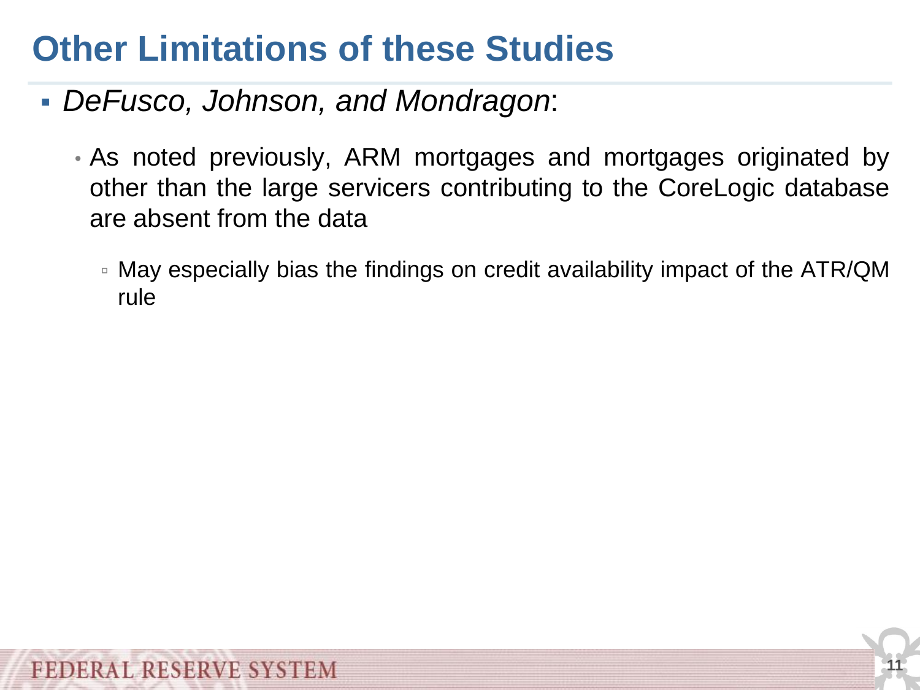# Other Limitations of these Studies

- *DeFusco, Johnson, and Mondragon*:
  - As noted previously, ARM mortgages and mortgages originated by other than the large servicers contributing to the CoreLogic database are absent from the data
    - May especially bias the findings on credit availability impact of the ATR/QM rule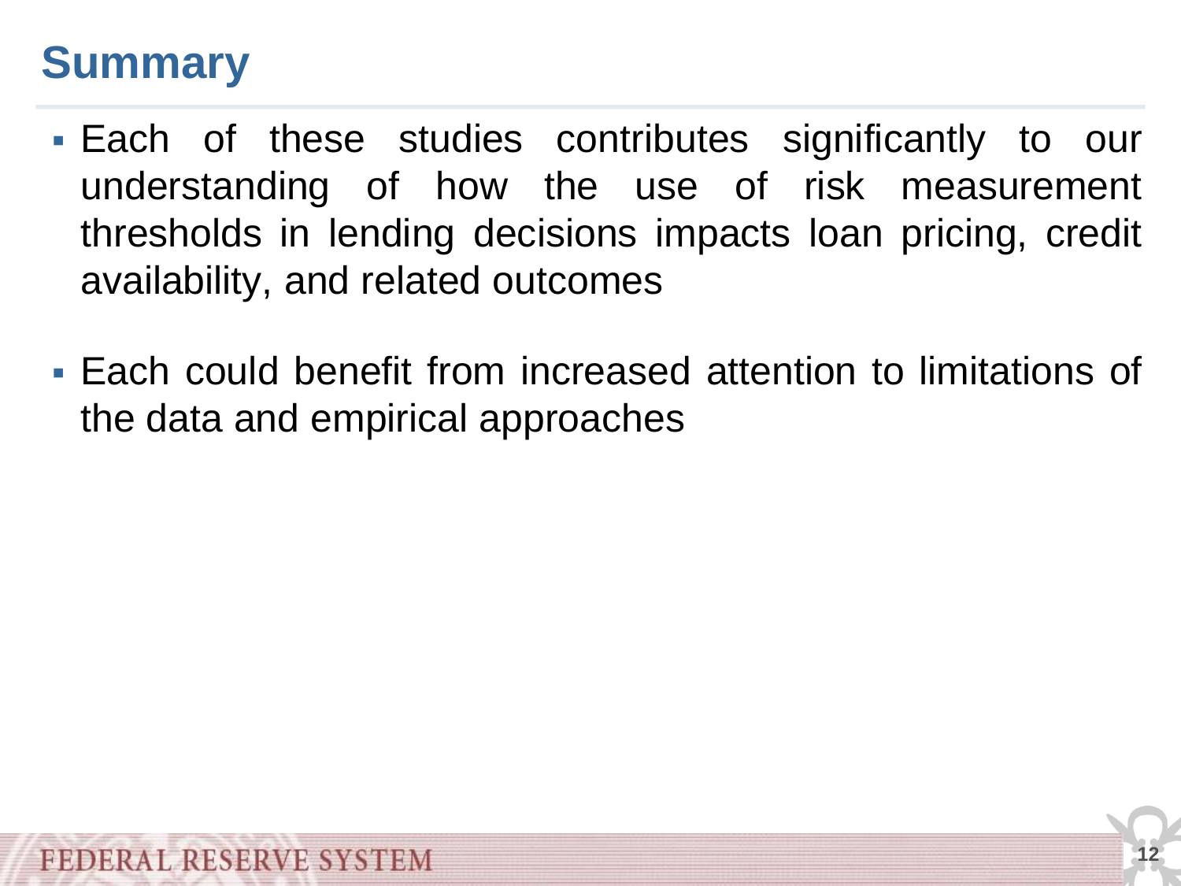# Summary

- Each of these studies contributes significantly to our understanding of how the use of risk measurement thresholds in lending decisions impacts loan pricing, credit availability, and related outcomes
- Each could benefit from increased attention to limitations of the data and empirical approaches